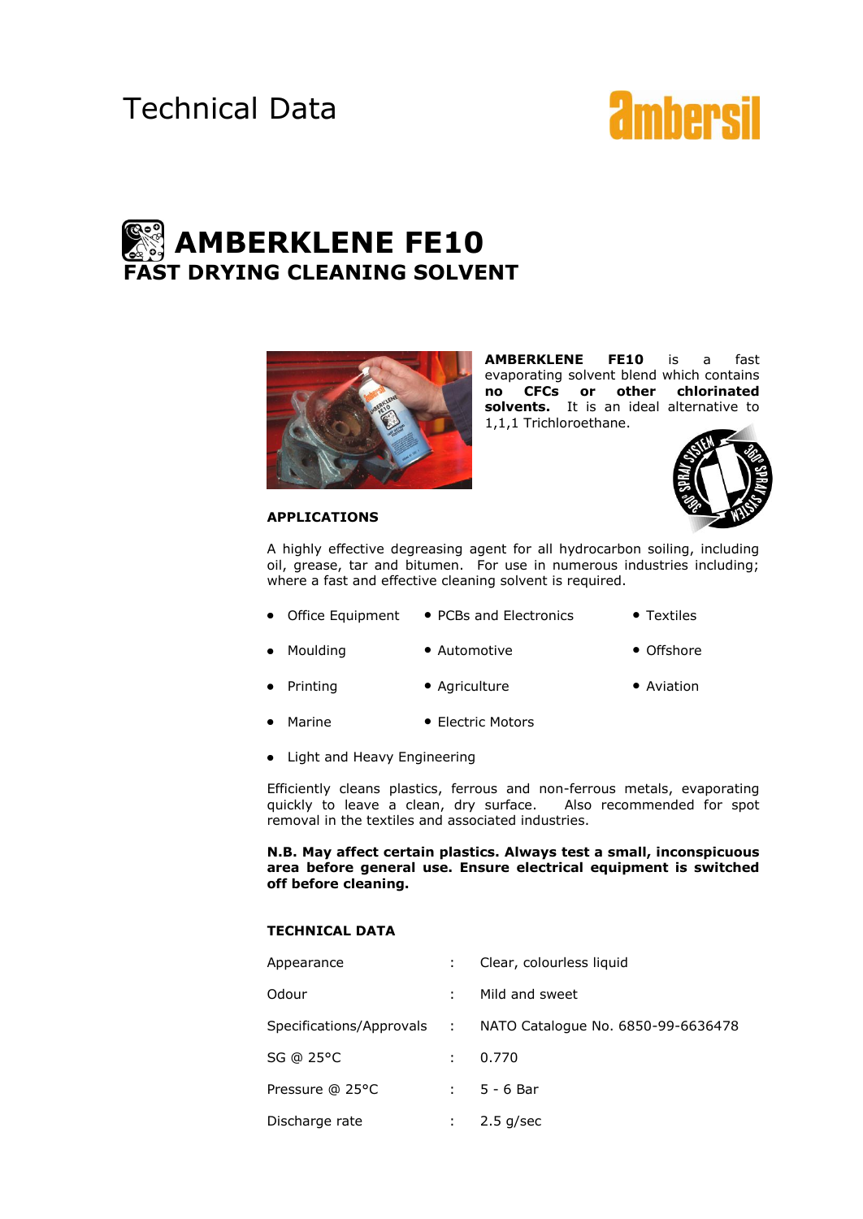# Technical Data

# AMBERKLENE FE10

## FAST DRYING CLEANING SOLVENT

**AMBERKLENE FE10** is a fast evaporating solvent blend which contains **no CFCs or other chlorinated solvents.** It is an ideal alternative to 1,1,1 Trichloroethane.

### APPLICATIONS

A highly effective degreasing agent for all hydrocarbon soiling, including oil, grease, tar and bitumen. For use in numerous industries including; where a fast and effective cleaning solvent is required.

- Office Equipment
- PCBs and Electronics
- Textiles
- Moulding
- Automotive
- Offshore
- Printing
- Agriculture
- Aviation
- Marine
- Electric Motors
- Light and Heavy Engineering

Efficiently cleans plastics, ferrous and non-ferrous metals, evaporating quickly to leave a clean, dry surface. Also recommended for spot removal in the textiles and associated industries.

**N.B. May affect certain plastics. Always test a small, inconspicuous area before general use. Ensure electrical equipment is switched off before cleaning.**

### TECHNICAL DATA

| | | |
|---|---|---|
| Appearance | : | Clear, colourless liquid |
| Odour | : | Mild and sweet |
| Specifications/Approvals | : | NATO Catalogue No. 6850-99-6636478 |
| SG @ 25°C | : | 0.770 |
| Pressure @ 25°C | : | 5 - 6 Bar |
| Discharge rate | : | 2.5 g/sec |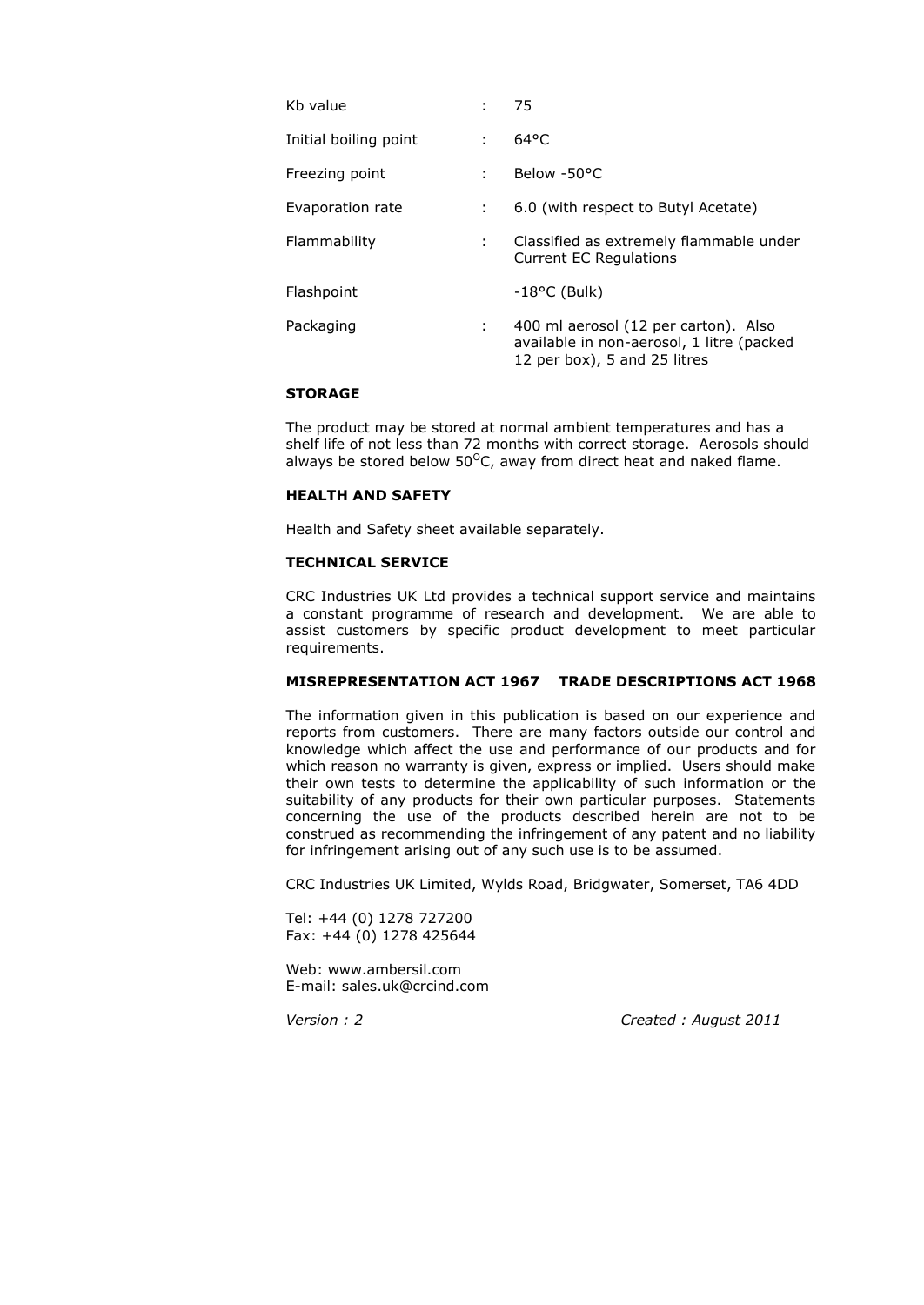| | | |
|---|---|---|
| Kb value | : | 75 |
| Initial boiling point | : | 64°C |
| Freezing point | : | Below -50°C |
| Evaporation rate | : | 6.0 (with respect to Butyl Acetate) |
| Flammability | : | Classified as extremely flammable under Current EC Regulations |
| Flashpoint | | -18°C (Bulk) |
| Packaging | : | 400 ml aerosol (12 per carton). Also available in non-aerosol, 1 litre (packed 12 per box), 5 and 25 litres |

**STORAGE**

The product may be stored at normal ambient temperatures and has a shelf life of not less than 72 months with correct storage. Aerosols should always be stored below $50^{O}$C, away from direct heat and naked flame.

**HEALTH AND SAFETY**

Health and Safety sheet available separately.

**TECHNICAL SERVICE**

CRC Industries UK Ltd provides a technical support service and maintains a constant programme of research and development. We are able to assist customers by specific product development to meet particular requirements.

**MISREPRESENTATION ACT 1967    TRADE DESCRIPTIONS ACT 1968**

The information given in this publication is based on our experience and reports from customers. There are many factors outside our control and knowledge which affect the use and performance of our products and for which reason no warranty is given, express or implied. Users should make their own tests to determine the applicability of such information or the suitability of any products for their own particular purposes. Statements concerning the use of the products described herein are not to be construed as recommending the infringement of any patent and no liability for infringement arising out of any such use is to be assumed.

CRC Industries UK Limited, Wylds Road, Bridgwater, Somerset, TA6 4DD

Tel: +44 (0) 1278 727200
Fax: +44 (0) 1278 425644

Web: www.ambersil.com
E-mail: sales.uk@crcind.com

*Version : 2*    *Created : August 2011*